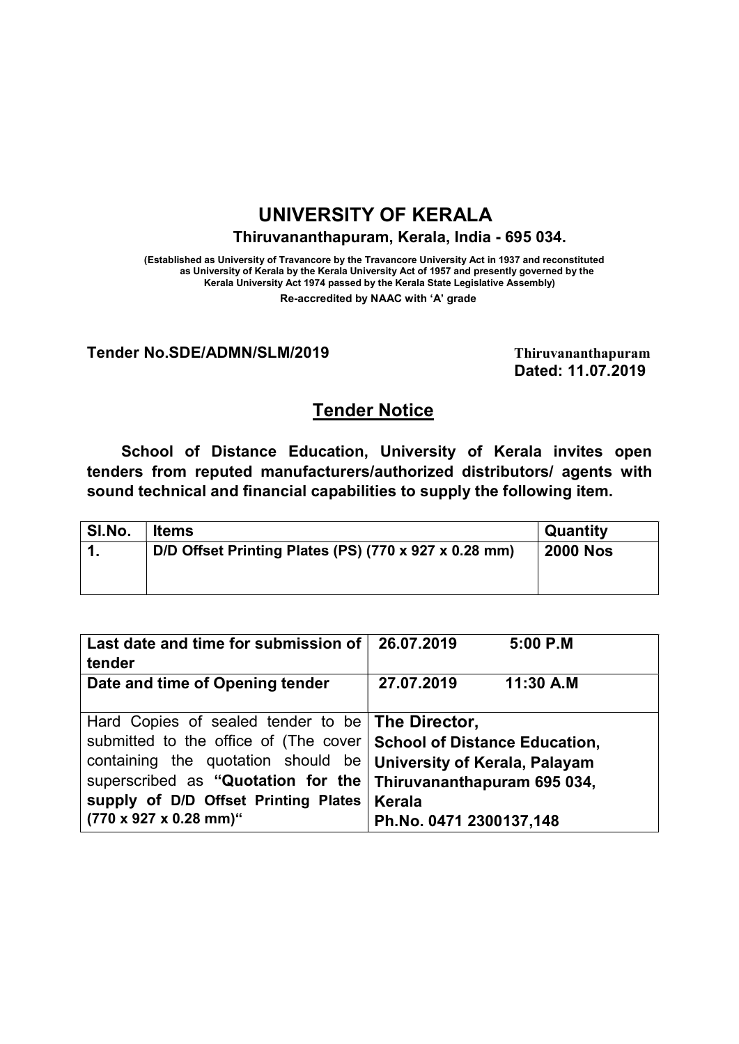# UNIVERSITY OF KERALA

**Thiruvananthapuram, Kerala, India - 695 034.**

**(Established as University of Travancore by the Travancore University Act in 1937 and reconstituted as University of Kerala by the Kerala University Act of 1957 and presently governed by the Kerala University Act 1974 passed by the Kerala State Legislative Assembly)**

**Re-accredited by NAAC with 'A' grade**

**Tender No.SDE/ADMN/SLM/2019** Thiruvananthapuram **Dated: 11.07.2019**

## Tender Notice

**School of Distance Education, University of Kerala invites open tenders from reputed manufacturers/authorized distributors/ agents with sound technical and financial capabilities to supply the following item.**

| Sl.No. | Items | Quantity |
|---|---|---|
| 1. | D/D Offset Printing Plates (PS) (770 x 927 x 0.28 mm) | 2000 Nos |

| | |
|---|---|
| **Last date and time for submission of tender** | **26.07.2019 5:00 P.M** |
| **Date and time of Opening tender** | **27.07.2019 11:30 A.M** |
| Hard Copies of sealed tender to be submitted to the office of (The cover containing the quotation should be superscribed as **"Quotation for the supply of D/D Offset Printing Plates (770 x 927 x 0.28 mm)"** | **The Director, School of Distance Education, University of Kerala, Palayam Thiruvananthapuram 695 034, Kerala Ph.No. 0471 2300137,148** |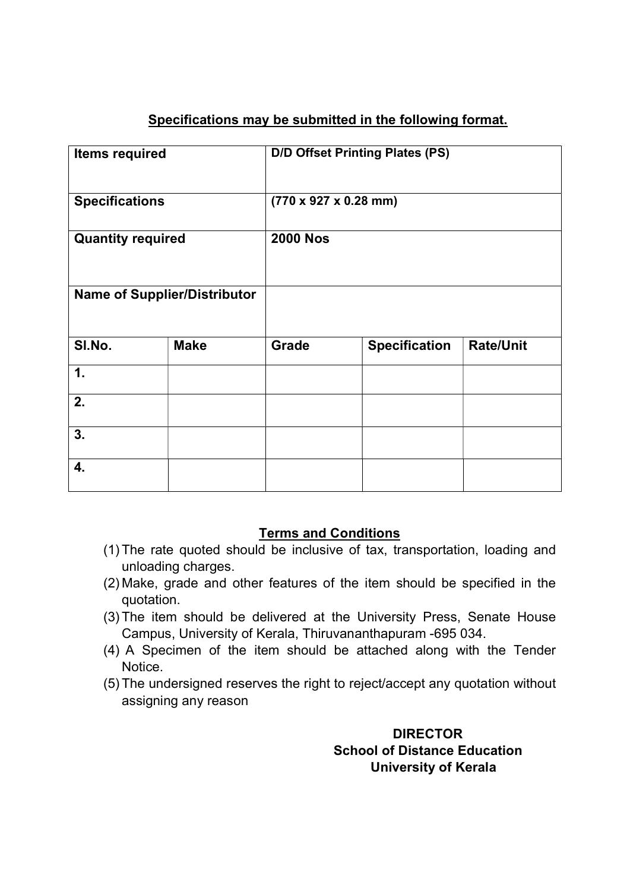## Specifications may be submitted in the following format.

| **Items required** | | **D/D Offset Printing Plates (PS)** | | |
|---|---|---|---|---|
| **Specifications** | | **(770 x 927 x 0.28 mm)** | | |
| **Quantity required** | | **2000 Nos** | | |
| **Name of Supplier/Distributor** | | | | |
| **Sl.No.** | **Make** | **Grade** | **Specification** | **Rate/Unit** |
| **1.** | | | | |
| **2.** | | | | |
| **3.** | | | | |
| **4.** | | | | |

### Terms and Conditions

(1) The rate quoted should be inclusive of tax, transportation, loading and unloading charges.

(2) Make, grade and other features of the item should be specified in the quotation.

(3) The item should be delivered at the University Press, Senate House Campus, University of Kerala, Thiruvananthapuram -695 034.

(4) A Specimen of the item should be attached along with the Tender Notice.

(5) The undersigned reserves the right to reject/accept any quotation without assigning any reason

**DIRECTOR**
**School of Distance Education**
**University of Kerala**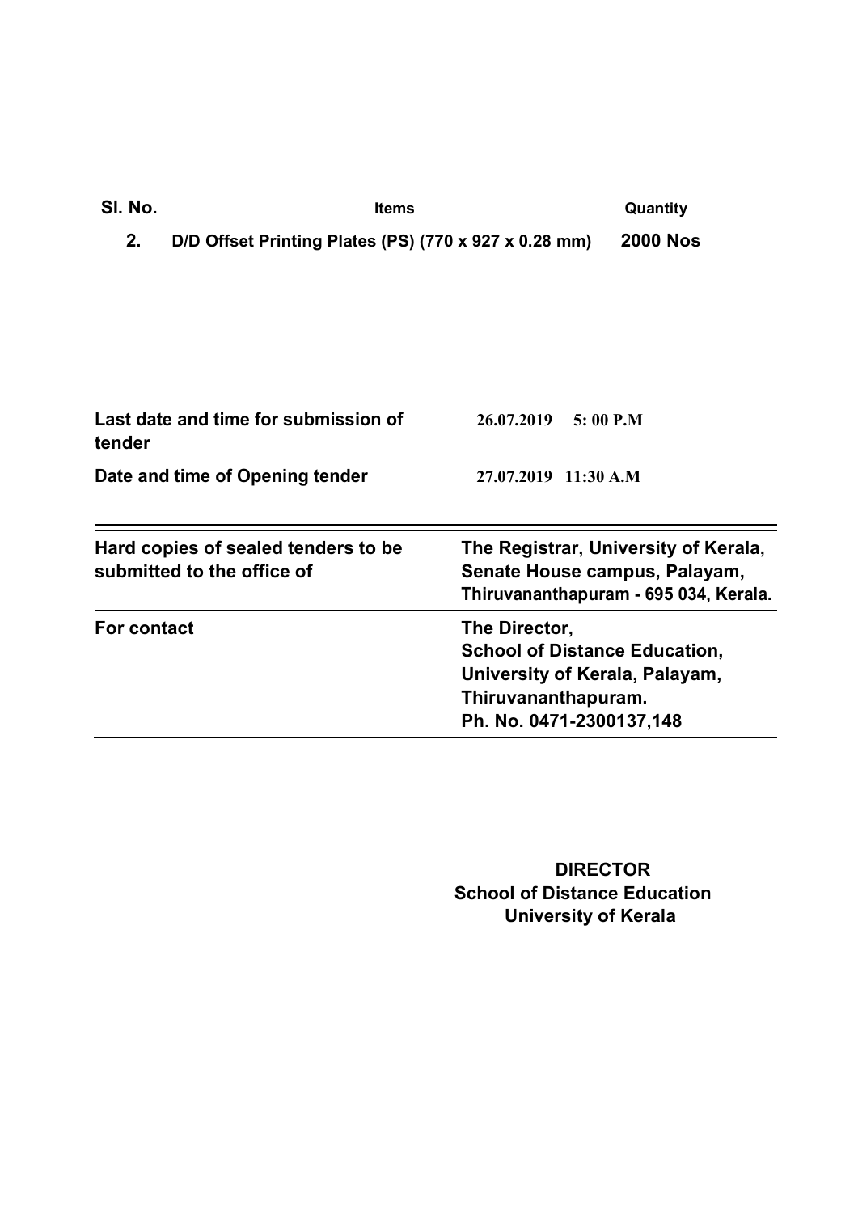| Sl. No. | Items | Quantity |
| --- | --- | --- |
| **2.** | **D/D Offset Printing Plates (PS) (770 x 927 x 0.28 mm)** | **2000 Nos** |

| | |
| --- | --- |
| **Last date and time for submission of tender** | **26.07.2019 5: 00 P.M** |
| **Date and time of Opening tender** | **27.07.2019 11:30 A.M** |

| | |
| --- | --- |
| **Hard copies of sealed tenders to be submitted to the office of** | **The Registrar, University of Kerala, Senate House campus, Palayam, Thiruvananthapuram - 695 034, Kerala.** |
| **For contact** | **The Director, School of Distance Education, University of Kerala, Palayam, Thiruvananthapuram. Ph. No. 0471-2300137,148** |

**DIRECTOR**
**School of Distance Education**
**University of Kerala**